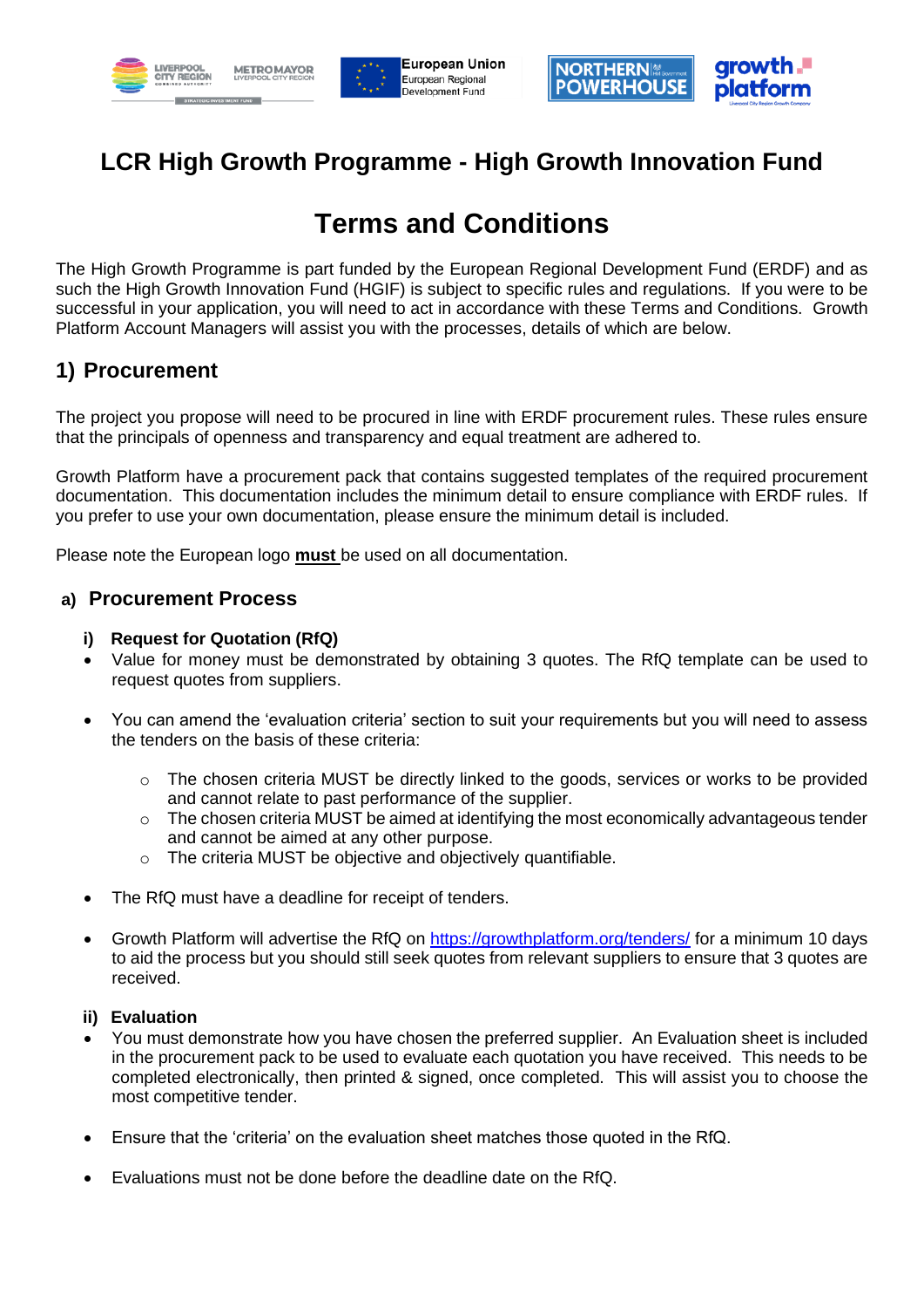# LCR High Growth Programme - High Growth Innovation Fund

# Terms and Conditions

The High Growth Programme is part funded by the European Regional Development Fund (ERDF) and as such the High Growth Innovation Fund (HGIF) is subject to specific rules and regulations. If you were to be successful in your application, you will need to act in accordance with these Terms and Conditions. Growth Platform Account Managers will assist you with the processes, details of which are below.

## 1) Procurement

The project you propose will need to be procured in line with ERDF procurement rules. These rules ensure that the principals of openness and transparency and equal treatment are adhered to.

Growth Platform have a procurement pack that contains suggested templates of the required procurement documentation. This documentation includes the minimum detail to ensure compliance with ERDF rules. If you prefer to use your own documentation, please ensure the minimum detail is included.

Please note the European logo **must** be used on all documentation.

### a) Procurement Process

#### i) Request for Quotation (RfQ)

- Value for money must be demonstrated by obtaining 3 quotes. The RfQ template can be used to request quotes from suppliers.
- You can amend the 'evaluation criteria' section to suit your requirements but you will need to assess the tenders on the basis of these criteria:
  - The chosen criteria MUST be directly linked to the goods, services or works to be provided and cannot relate to past performance of the supplier.
  - The chosen criteria MUST be aimed at identifying the most economically advantageous tender and cannot be aimed at any other purpose.
  - The criteria MUST be objective and objectively quantifiable.
- The RfQ must have a deadline for receipt of tenders.
- Growth Platform will advertise the RfQ on https://growthplatform.org/tenders/ for a minimum 10 days to aid the process but you should still seek quotes from relevant suppliers to ensure that 3 quotes are received.

#### ii) Evaluation

- You must demonstrate how you have chosen the preferred supplier. An Evaluation sheet is included in the procurement pack to be used to evaluate each quotation you have received. This needs to be completed electronically, then printed & signed, once completed. This will assist you to choose the most competitive tender.
- Ensure that the 'criteria' on the evaluation sheet matches those quoted in the RfQ.
- Evaluations must not be done before the deadline date on the RfQ.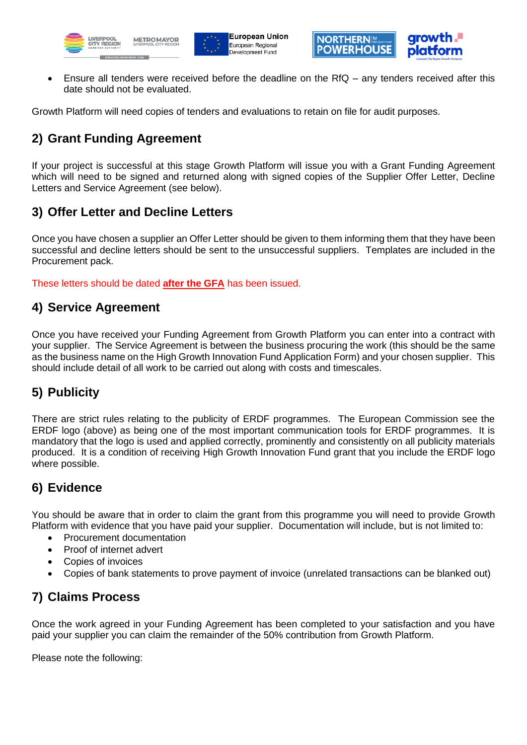- Ensure all tenders were received before the deadline on the RfQ – any tenders received after this date should not be evaluated.

Growth Platform will need copies of tenders and evaluations to retain on file for audit purposes.

## 2) Grant Funding Agreement

If your project is successful at this stage Growth Platform will issue you with a Grant Funding Agreement which will need to be signed and returned along with signed copies of the Supplier Offer Letter, Decline Letters and Service Agreement (see below).

## 3) Offer Letter and Decline Letters

Once you have chosen a supplier an Offer Letter should be given to them informing them that they have been successful and decline letters should be sent to the unsuccessful suppliers. Templates are included in the Procurement pack.

These letters should be dated **after the GFA** has been issued.

## 4) Service Agreement

Once you have received your Funding Agreement from Growth Platform you can enter into a contract with your supplier. The Service Agreement is between the business procuring the work (this should be the same as the business name on the High Growth Innovation Fund Application Form) and your chosen supplier. This should include detail of all work to be carried out along with costs and timescales.

## 5) Publicity

There are strict rules relating to the publicity of ERDF programmes. The European Commission see the ERDF logo (above) as being one of the most important communication tools for ERDF programmes. It is mandatory that the logo is used and applied correctly, prominently and consistently on all publicity materials produced. It is a condition of receiving High Growth Innovation Fund grant that you include the ERDF logo where possible.

## 6) Evidence

You should be aware that in order to claim the grant from this programme you will need to provide Growth Platform with evidence that you have paid your supplier. Documentation will include, but is not limited to:

- Procurement documentation
- Proof of internet advert
- Copies of invoices
- Copies of bank statements to prove payment of invoice (unrelated transactions can be blanked out)

## 7) Claims Process

Once the work agreed in your Funding Agreement has been completed to your satisfaction and you have paid your supplier you can claim the remainder of the 50% contribution from Growth Platform.

Please note the following: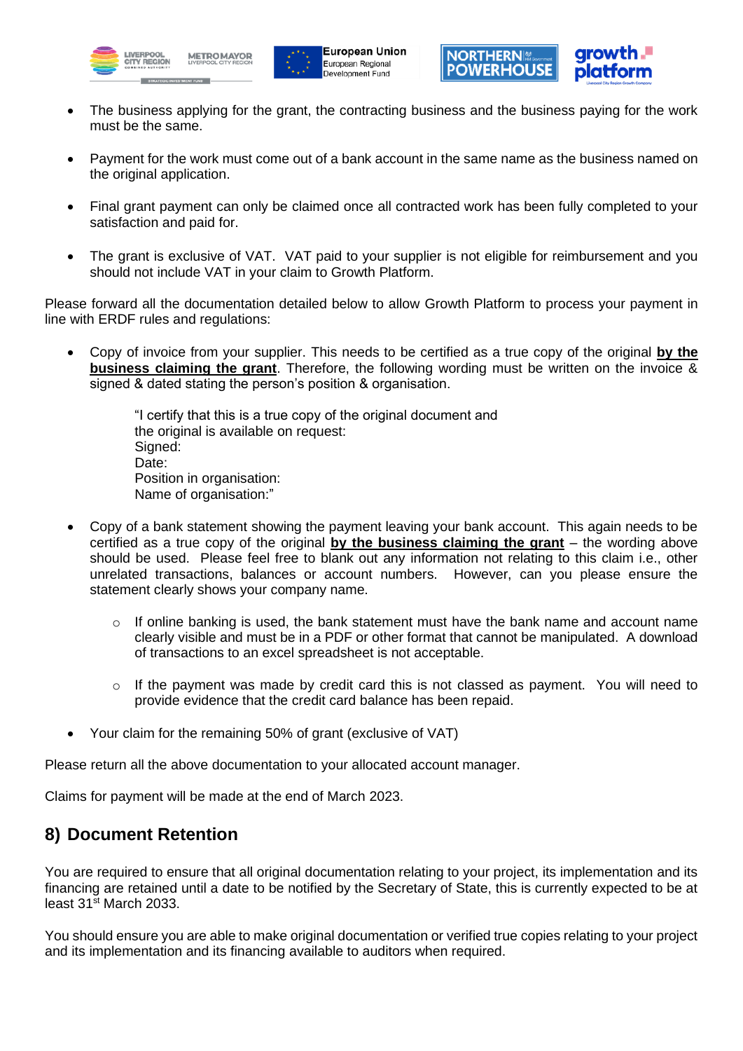- The business applying for the grant, the contracting business and the business paying for the work must be the same.

- Payment for the work must come out of a bank account in the same name as the business named on the original application.

- Final grant payment can only be claimed once all contracted work has been fully completed to your satisfaction and paid for.

- The grant is exclusive of VAT. VAT paid to your supplier is not eligible for reimbursement and you should not include VAT in your claim to Growth Platform.

Please forward all the documentation detailed below to allow Growth Platform to process your payment in line with ERDF rules and regulations:

- Copy of invoice from your supplier. This needs to be certified as a true copy of the original **<u>by the business claiming the grant</u>**. Therefore, the following wording must be written on the invoice & signed & dated stating the person's position & organisation.

  "I certify that this is a true copy of the original document and
  the original is available on request:
  Signed:
  Date:
  Position in organisation:
  Name of organisation:"

- Copy of a bank statement showing the payment leaving your bank account. This again needs to be certified as a true copy of the original **<u>by the business claiming the grant</u>** – the wording above should be used. Please feel free to blank out any information not relating to this claim i.e., other unrelated transactions, balances or account numbers. However, can you please ensure the statement clearly shows your company name.

  - If online banking is used, the bank statement must have the bank name and account name clearly visible and must be in a PDF or other format that cannot be manipulated. A download of transactions to an excel spreadsheet is not acceptable.

  - If the payment was made by credit card this is not classed as payment. You will need to provide evidence that the credit card balance has been repaid.

- Your claim for the remaining 50% of grant (exclusive of VAT)

Please return all the above documentation to your allocated account manager.

Claims for payment will be made at the end of March 2023.

## 8) Document Retention

You are required to ensure that all original documentation relating to your project, its implementation and its financing are retained until a date to be notified by the Secretary of State, this is currently expected to be at least 31st March 2033.

You should ensure you are able to make original documentation or verified true copies relating to your project and its implementation and its financing available to auditors when required.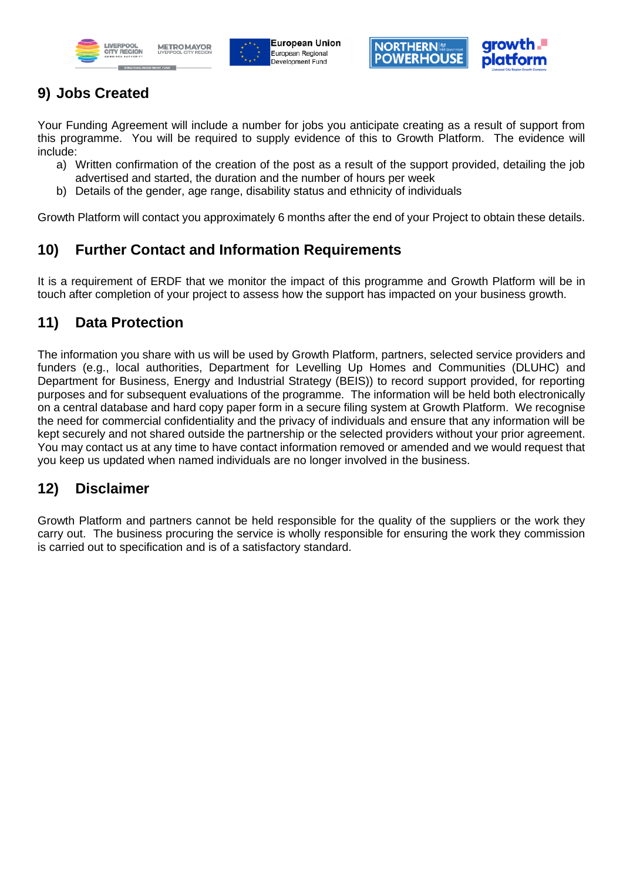## 9) Jobs Created

Your Funding Agreement will include a number for jobs you anticipate creating as a result of support from this programme. You will be required to supply evidence of this to Growth Platform. The evidence will include:

a) Written confirmation of the creation of the post as a result of the support provided, detailing the job advertised and started, the duration and the number of hours per week
b) Details of the gender, age range, disability status and ethnicity of individuals

Growth Platform will contact you approximately 6 months after the end of your Project to obtain these details.

## 10) Further Contact and Information Requirements

It is a requirement of ERDF that we monitor the impact of this programme and Growth Platform will be in touch after completion of your project to assess how the support has impacted on your business growth.

## 11) Data Protection

The information you share with us will be used by Growth Platform, partners, selected service providers and funders (e.g., local authorities, Department for Levelling Up Homes and Communities (DLUHC) and Department for Business, Energy and Industrial Strategy (BEIS)) to record support provided, for reporting purposes and for subsequent evaluations of the programme. The information will be held both electronically on a central database and hard copy paper form in a secure filing system at Growth Platform. We recognise the need for commercial confidentiality and the privacy of individuals and ensure that any information will be kept securely and not shared outside the partnership or the selected providers without your prior agreement. You may contact us at any time to have contact information removed or amended and we would request that you keep us updated when named individuals are no longer involved in the business.

## 12) Disclaimer

Growth Platform and partners cannot be held responsible for the quality of the suppliers or the work they carry out. The business procuring the service is wholly responsible for ensuring the work they commission is carried out to specification and is of a satisfactory standard.